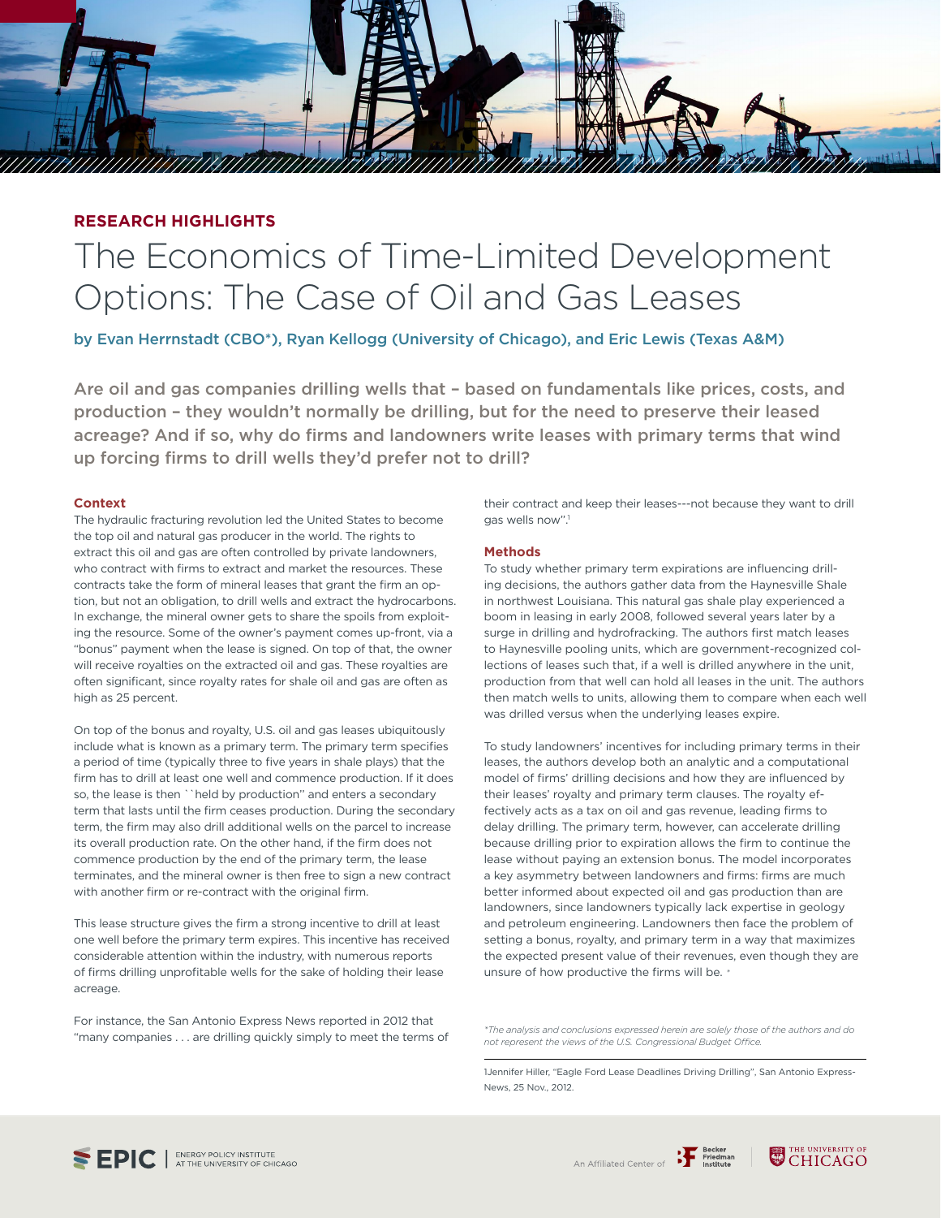RESEARCH HIGHLIGHTS

# The Economics of Time-Limited Development Options: The Case of Oil and Gas Leases

**by Evan Herrnstadt (CBO*), Ryan Kellogg (University of Chicago), and Eric Lewis (Texas A&M)**

**Are oil and gas companies drilling wells that – based on fundamentals like prices, costs, and production – they wouldn't normally be drilling, but for the need to preserve their leased acreage? And if so, why do firms and landowners write leases with primary terms that wind up forcing firms to drill wells they'd prefer not to drill?**

## Context

The hydraulic fracturing revolution led the United States to become the top oil and natural gas producer in the world. The rights to extract this oil and gas are often controlled by private landowners, who contract with firms to extract and market the resources. These contracts take the form of mineral leases that grant the firm an option, but not an obligation, to drill wells and extract the hydrocarbons. In exchange, the mineral owner gets to share the spoils from exploiting the resource. Some of the owner's payment comes up-front, via a "bonus" payment when the lease is signed. On top of that, the owner will receive royalties on the extracted oil and gas. These royalties are often significant, since royalty rates for shale oil and gas are often as high as 25 percent.

On top of the bonus and royalty, U.S. oil and gas leases ubiquitously include what is known as a primary term. The primary term specifies a period of time (typically three to five years in shale plays) that the firm has to drill at least one well and commence production. If it does so, the lease is then ``held by production'' and enters a secondary term that lasts until the firm ceases production. During the secondary term, the firm may also drill additional wells on the parcel to increase its overall production rate. On the other hand, if the firm does not commence production by the end of the primary term, the lease terminates, and the mineral owner is then free to sign a new contract with another firm or re-contract with the original firm.

This lease structure gives the firm a strong incentive to drill at least one well before the primary term expires. This incentive has received considerable attention within the industry, with numerous reports of firms drilling unprofitable wells for the sake of holding their lease acreage.

For instance, the San Antonio Express News reported in 2012 that "many companies . . . are drilling quickly simply to meet the terms of their contract and keep their leases---not because they want to drill gas wells now''.[1]

## Methods

To study whether primary term expirations are influencing drilling decisions, the authors gather data from the Haynesville Shale in northwest Louisiana. This natural gas shale play experienced a boom in leasing in early 2008, followed several years later by a surge in drilling and hydrofracking. The authors first match leases to Haynesville pooling units, which are government-recognized collections of leases such that, if a well is drilled anywhere in the unit, production from that well can hold all leases in the unit. The authors then match wells to units, allowing them to compare when each well was drilled versus when the underlying leases expire.

To study landowners' incentives for including primary terms in their leases, the authors develop both an analytic and a computational model of firms' drilling decisions and how they are influenced by their leases' royalty and primary term clauses. The royalty effectively acts as a tax on oil and gas revenue, leading firms to delay drilling. The primary term, however, can accelerate drilling because drilling prior to expiration allows the firm to continue the lease without paying an extension bonus. The model incorporates a key asymmetry between landowners and firms: firms are much better informed about expected oil and gas production than are landowners, since landowners typically lack expertise in geology and petroleum engineering. Landowners then face the problem of setting a bonus, royalty, and primary term in a way that maximizes the expected present value of their revenues, even though they are unsure of how productive the firms will be.

*The analysis and conclusions expressed herein are solely those of the authors and do not represent the views of the U.S. Congressional Budget Office.*

[1] Jennifer Hiller, "Eagle Ford Lease Deadlines Driving Drilling", San Antonio Express-News, 25 Nov., 2012.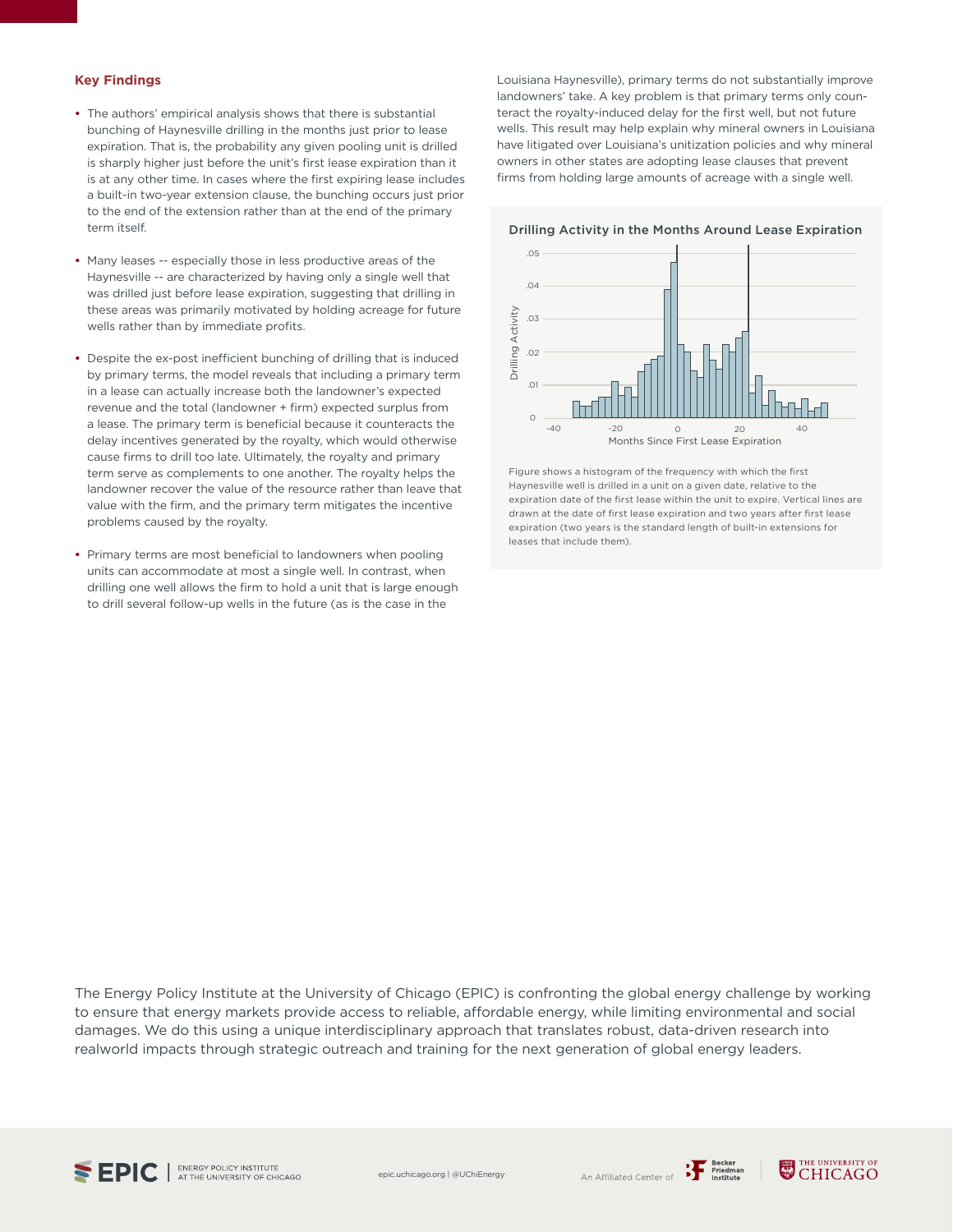## Key Findings

- The authors' empirical analysis shows that there is substantial bunching of Haynesville drilling in the months just prior to lease expiration. That is, the probability any given pooling unit is drilled is sharply higher just before the unit's first lease expiration than it is at any other time. In cases where the first expiring lease includes a built-in two-year extension clause, the bunching occurs just prior to the end of the extension rather than at the end of the primary term itself.

- Many leases -- especially those in less productive areas of the Haynesville -- are characterized by having only a single well that was drilled just before lease expiration, suggesting that drilling in these areas was primarily motivated by holding acreage for future wells rather than by immediate profits.

- Despite the ex-post inefficient bunching of drilling that is induced by primary terms, the model reveals that including a primary term in a lease can actually increase both the landowner's expected revenue and the total (landowner + firm) expected surplus from a lease. The primary term is beneficial because it counteracts the delay incentives generated by the royalty, which would otherwise cause firms to drill too late. Ultimately, the royalty and primary term serve as complements to one another. The royalty helps the landowner recover the value of the resource rather than leave that value with the firm, and the primary term mitigates the incentive problems caused by the royalty.

- Primary terms are most beneficial to landowners when pooling units can accommodate at most a single well. In contrast, when drilling one well allows the firm to hold a unit that is large enough to drill several follow-up wells in the future (as is the case in the Louisiana Haynesville), primary terms do not substantially improve landowners' take. A key problem is that primary terms only counteract the royalty-induced delay for the first well, but not future wells. This result may help explain why mineral owners in Louisiana have litigated over Louisiana's unitization policies and why mineral owners in other states are adopting lease clauses that prevent firms from holding large amounts of acreage with a single well.

**Drilling Activity in the Months Around Lease Expiration**

Drilling Activity

.05
.04
.03
.02
.01
0

-40
-20
0
20
40

Months Since First Lease Expiration

Figure shows a histogram of the frequency with which the first Haynesville well is drilled in a unit on a given date, relative to the expiration date of the first lease within the unit to expire. Vertical lines are drawn at the date of first lease expiration and two years after first lease expiration (two years is the standard length of built-in extensions for leases that include them).

The Energy Policy Institute at the University of Chicago (EPIC) is confronting the global energy challenge by working to ensure that energy markets provide access to reliable, affordable energy, while limiting environmental and social damages. We do this using a unique interdisciplinary approach that translates robust, data-driven research into realworld impacts through strategic outreach and training for the next generation of global energy leaders.

EPIC | ENERGY POLICY INSTITUTE AT THE UNIVERSITY OF CHICAGO

epic.uchicago.org | @UChiEnergy

An Affiliated Center of Becker Friedman Institute

THE UNIVERSITY OF CHICAGO